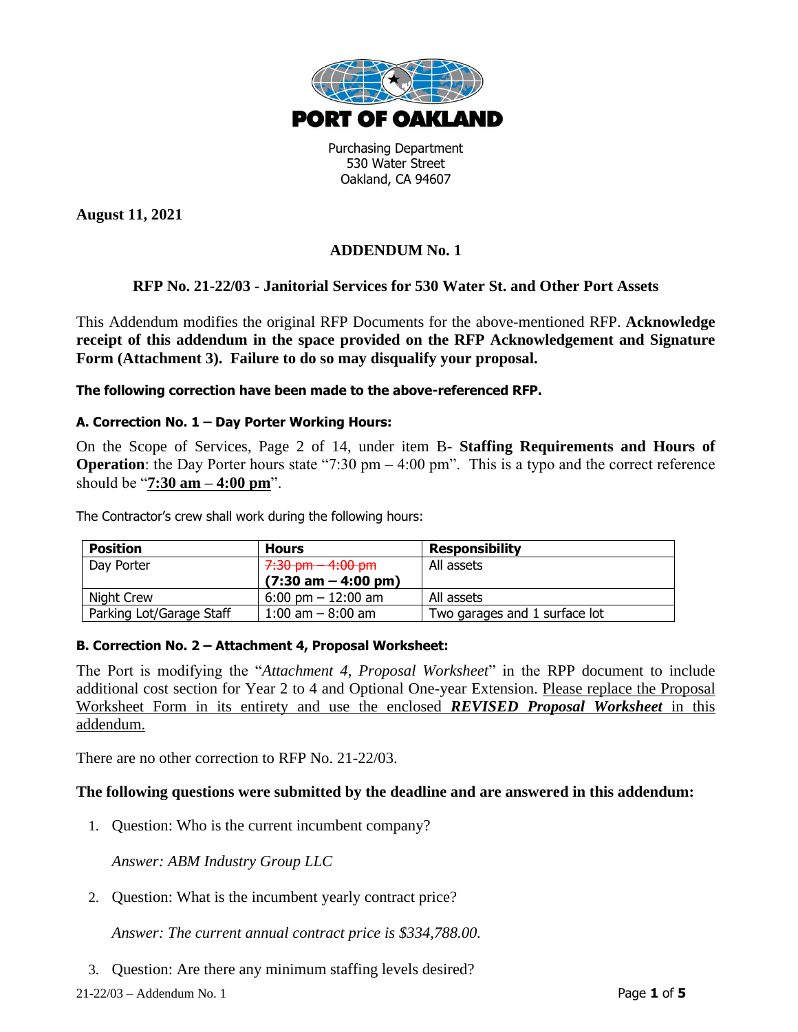PORT OF OAKLAND

Purchasing Department
530 Water Street
Oakland, CA 94607

**August 11, 2021**

## ADDENDUM No. 1

### RFP No. 21-22/03 - Janitorial Services for 530 Water St. and Other Port Assets

This Addendum modifies the original RFP Documents for the above-mentioned RFP. **Acknowledge receipt of this addendum in the space provided on the RFP Acknowledgement and Signature Form (Attachment 3). Failure to do so may disqualify your proposal.**

**The following correction have been made to the above-referenced RFP.**

#### A. Correction No. 1 – Day Porter Working Hours:

On the Scope of Services, Page 2 of 14, under item B- **Staffing Requirements and Hours of Operation**: the Day Porter hours state "7:30 pm – 4:00 pm". This is a typo and the correct reference should be "**7:30 am – 4:00 pm**".

The Contractor's crew shall work during the following hours:

| Position | Hours | Responsibility |
|---|---|---|
| Day Porter | ~~7:30 pm – 4:00 pm~~ **(7:30 am – 4:00 pm)** | All assets |
| Night Crew | 6:00 pm – 12:00 am | All assets |
| Parking Lot/Garage Staff | 1:00 am – 8:00 am | Two garages and 1 surface lot |

#### B. Correction No. 2 – Attachment 4, Proposal Worksheet:

The Port is modifying the "*Attachment 4, Proposal Worksheet*" in the RPP document to include additional cost section for Year 2 to 4 and Optional One-year Extension. Please replace the Proposal Worksheet Form in its entirety and use the enclosed ***REVISED Proposal Worksheet*** in this addendum.

There are no other correction to RFP No. 21-22/03.

**The following questions were submitted by the deadline and are answered in this addendum:**

1. Question: Who is the current incumbent company?

   *Answer: ABM Industry Group LLC*

2. Question: What is the incumbent yearly contract price?

   *Answer: The current annual contract price is $334,788.00.*

3. Question: Are there any minimum staffing levels desired?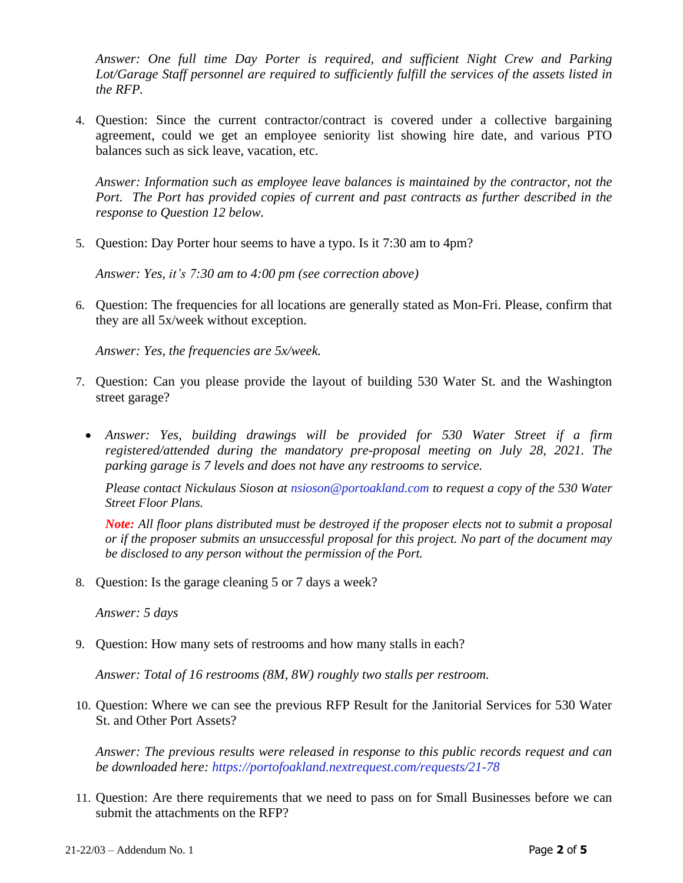*Answer: One full time Day Porter is required, and sufficient Night Crew and Parking Lot/Garage Staff personnel are required to sufficiently fulfill the services of the assets listed in the RFP.*

4. Question: Since the current contractor/contract is covered under a collective bargaining agreement, could we get an employee seniority list showing hire date, and various PTO balances such as sick leave, vacation, etc.

   *Answer: Information such as employee leave balances is maintained by the contractor, not the Port. The Port has provided copies of current and past contracts as further described in the response to Question 12 below.*

5. Question: Day Porter hour seems to have a typo. Is it 7:30 am to 4pm?

   *Answer: Yes, it's 7:30 am to 4:00 pm (see correction above)*

6. Question: The frequencies for all locations are generally stated as Mon-Fri. Please, confirm that they are all 5x/week without exception.

   *Answer: Yes, the frequencies are 5x/week.*

7. Question: Can you please provide the layout of building 530 Water St. and the Washington street garage?

   - *Answer: Yes, building drawings will be provided for 530 Water Street if a firm registered/attended during the mandatory pre-proposal meeting on July 28, 2021. The parking garage is 7 levels and does not have any restrooms to service.*

     *Please contact Nickulaus Sioson at nsioson@portoakland.com to request a copy of the 530 Water Street Floor Plans.*

     ***Note:** All floor plans distributed must be destroyed if the proposer elects not to submit a proposal or if the proposer submits an unsuccessful proposal for this project. No part of the document may be disclosed to any person without the permission of the Port.*

8. Question: Is the garage cleaning 5 or 7 days a week?

   *Answer: 5 days*

9. Question: How many sets of restrooms and how many stalls in each?

   *Answer: Total of 16 restrooms (8M, 8W) roughly two stalls per restroom.*

10. Question: Where we can see the previous RFP Result for the Janitorial Services for 530 Water St. and Other Port Assets?

    *Answer: The previous results were released in response to this public records request and can be downloaded here: https://portofoakland.nextrequest.com/requests/21-78*

11. Question: Are there requirements that we need to pass on for Small Businesses before we can submit the attachments on the RFP?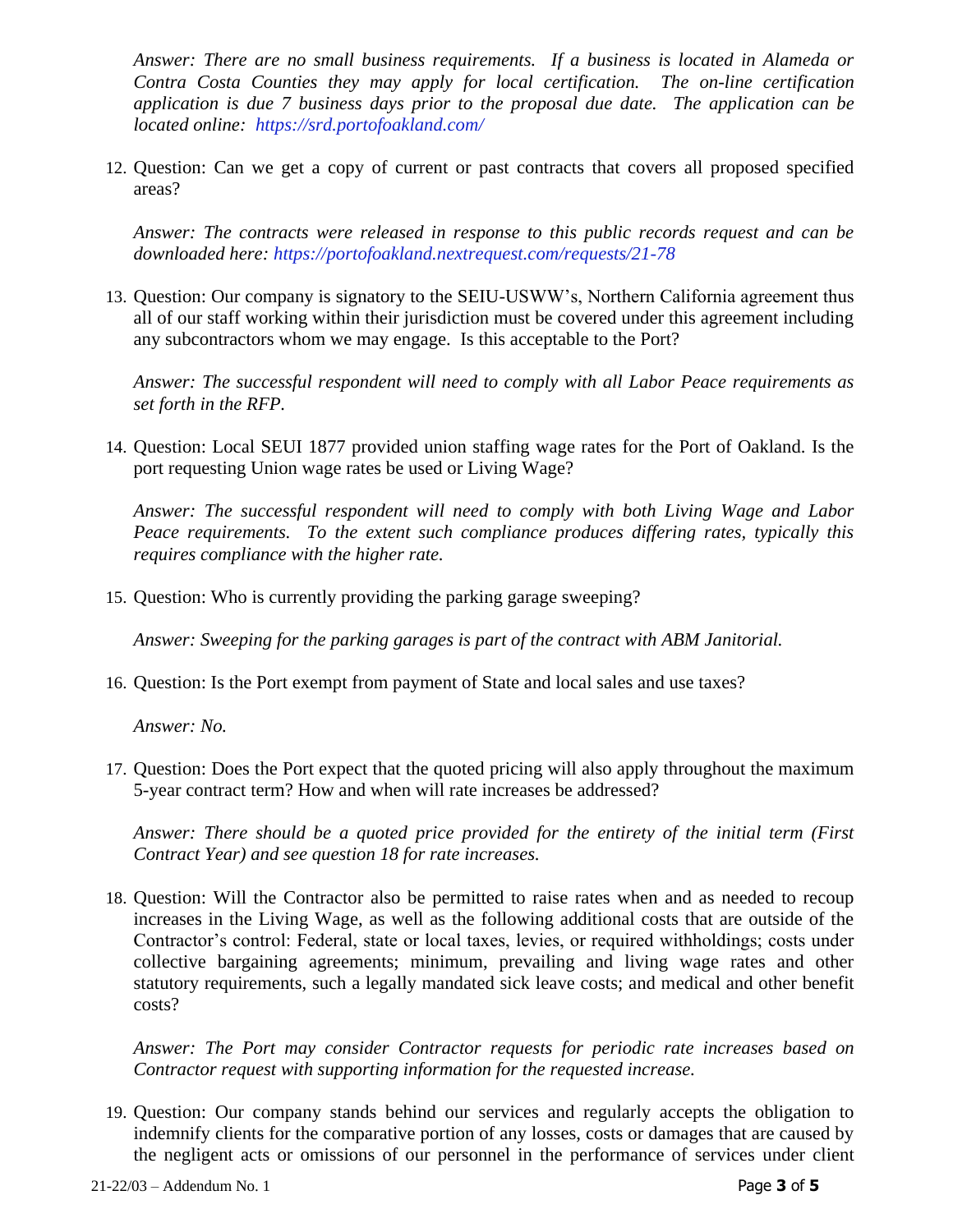*Answer: There are no small business requirements. If a business is located in Alameda or Contra Costa Counties they may apply for local certification. The on-line certification application is due 7 business days prior to the proposal due date. The application can be located online: https://srd.portofoakland.com/*

12. Question: Can we get a copy of current or past contracts that covers all proposed specified areas?

    *Answer: The contracts were released in response to this public records request and can be downloaded here: https://portofoakland.nextrequest.com/requests/21-78*

13. Question: Our company is signatory to the SEIU-USWW's, Northern California agreement thus all of our staff working within their jurisdiction must be covered under this agreement including any subcontractors whom we may engage. Is this acceptable to the Port?

    *Answer: The successful respondent will need to comply with all Labor Peace requirements as set forth in the RFP.*

14. Question: Local SEUI 1877 provided union staffing wage rates for the Port of Oakland. Is the port requesting Union wage rates be used or Living Wage?

    *Answer: The successful respondent will need to comply with both Living Wage and Labor Peace requirements. To the extent such compliance produces differing rates, typically this requires compliance with the higher rate.*

15. Question: Who is currently providing the parking garage sweeping?

    *Answer: Sweeping for the parking garages is part of the contract with ABM Janitorial.*

16. Question: Is the Port exempt from payment of State and local sales and use taxes?

    *Answer: No.*

17. Question: Does the Port expect that the quoted pricing will also apply throughout the maximum 5-year contract term? How and when will rate increases be addressed?

    *Answer: There should be a quoted price provided for the entirety of the initial term (First Contract Year) and see question 18 for rate increases.*

18. Question: Will the Contractor also be permitted to raise rates when and as needed to recoup increases in the Living Wage, as well as the following additional costs that are outside of the Contractor's control: Federal, state or local taxes, levies, or required withholdings; costs under collective bargaining agreements; minimum, prevailing and living wage rates and other statutory requirements, such a legally mandated sick leave costs; and medical and other benefit costs?

    *Answer: The Port may consider Contractor requests for periodic rate increases based on Contractor request with supporting information for the requested increase.*

19. Question: Our company stands behind our services and regularly accepts the obligation to indemnify clients for the comparative portion of any losses, costs or damages that are caused by the negligent acts or omissions of our personnel in the performance of services under client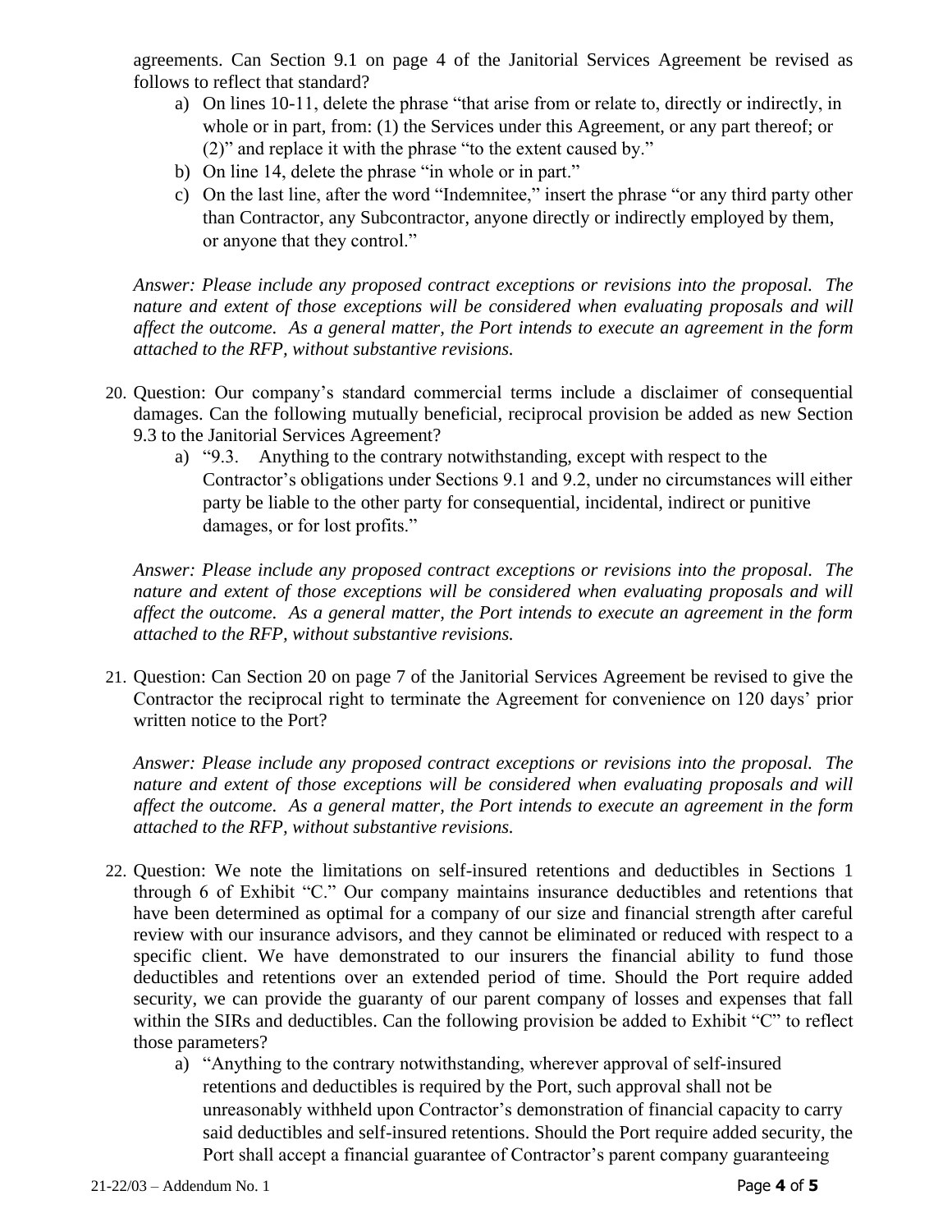agreements. Can Section 9.1 on page 4 of the Janitorial Services Agreement be revised as follows to reflect that standard?

   a) On lines 10-11, delete the phrase "that arise from or relate to, directly or indirectly, in whole or in part, from: (1) the Services under this Agreement, or any part thereof; or (2)" and replace it with the phrase "to the extent caused by."
   b) On line 14, delete the phrase "in whole or in part."
   c) On the last line, after the word "Indemnitee," insert the phrase "or any third party other than Contractor, any Subcontractor, anyone directly or indirectly employed by them, or anyone that they control."

   *Answer: Please include any proposed contract exceptions or revisions into the proposal. The nature and extent of those exceptions will be considered when evaluating proposals and will affect the outcome. As a general matter, the Port intends to execute an agreement in the form attached to the RFP, without substantive revisions.*

20. Question: Our company's standard commercial terms include a disclaimer of consequential damages. Can the following mutually beneficial, reciprocal provision be added as new Section 9.3 to the Janitorial Services Agreement?

   a) "9.3. Anything to the contrary notwithstanding, except with respect to the Contractor's obligations under Sections 9.1 and 9.2, under no circumstances will either party be liable to the other party for consequential, incidental, indirect or punitive damages, or for lost profits."

   *Answer: Please include any proposed contract exceptions or revisions into the proposal. The nature and extent of those exceptions will be considered when evaluating proposals and will affect the outcome. As a general matter, the Port intends to execute an agreement in the form attached to the RFP, without substantive revisions.*

21. Question: Can Section 20 on page 7 of the Janitorial Services Agreement be revised to give the Contractor the reciprocal right to terminate the Agreement for convenience on 120 days' prior written notice to the Port?

   *Answer: Please include any proposed contract exceptions or revisions into the proposal. The nature and extent of those exceptions will be considered when evaluating proposals and will affect the outcome. As a general matter, the Port intends to execute an agreement in the form attached to the RFP, without substantive revisions.*

22. Question: We note the limitations on self-insured retentions and deductibles in Sections 1 through 6 of Exhibit "C." Our company maintains insurance deductibles and retentions that have been determined as optimal for a company of our size and financial strength after careful review with our insurance advisors, and they cannot be eliminated or reduced with respect to a specific client. We have demonstrated to our insurers the financial ability to fund those deductibles and retentions over an extended period of time. Should the Port require added security, we can provide the guaranty of our parent company of losses and expenses that fall within the SIRs and deductibles. Can the following provision be added to Exhibit "C" to reflect those parameters?

   a) "Anything to the contrary notwithstanding, wherever approval of self-insured retentions and deductibles is required by the Port, such approval shall not be unreasonably withheld upon Contractor's demonstration of financial capacity to carry said deductibles and self-insured retentions. Should the Port require added security, the Port shall accept a financial guarantee of Contractor's parent company guaranteeing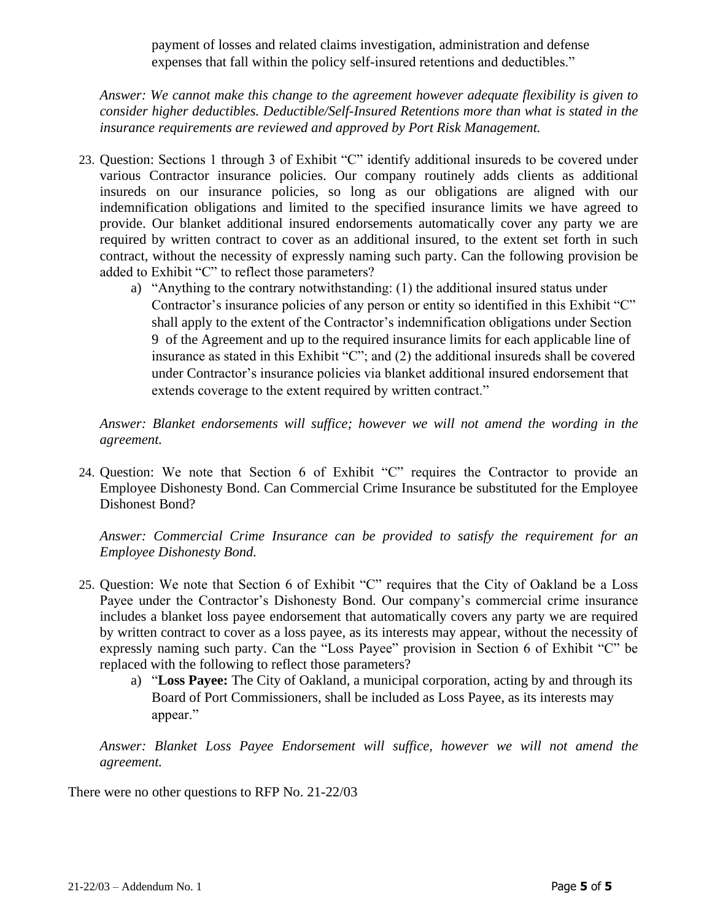payment of losses and related claims investigation, administration and defense expenses that fall within the policy self-insured retentions and deductibles."

*Answer: We cannot make this change to the agreement however adequate flexibility is given to consider higher deductibles. Deductible/Self-Insured Retentions more than what is stated in the insurance requirements are reviewed and approved by Port Risk Management.*

23. Question: Sections 1 through 3 of Exhibit "C" identify additional insureds to be covered under various Contractor insurance policies. Our company routinely adds clients as additional insureds on our insurance policies, so long as our obligations are aligned with our indemnification obligations and limited to the specified insurance limits we have agreed to provide. Our blanket additional insured endorsements automatically cover any party we are required by written contract to cover as an additional insured, to the extent set forth in such contract, without the necessity of expressly naming such party. Can the following provision be added to Exhibit "C" to reflect those parameters?
    a) "Anything to the contrary notwithstanding: (1) the additional insured status under Contractor's insurance policies of any person or entity so identified in this Exhibit "C" shall apply to the extent of the Contractor's indemnification obligations under Section 9 of the Agreement and up to the required insurance limits for each applicable line of insurance as stated in this Exhibit "C"; and (2) the additional insureds shall be covered under Contractor's insurance policies via blanket additional insured endorsement that extends coverage to the extent required by written contract."

    *Answer: Blanket endorsements will suffice; however we will not amend the wording in the agreement.*

24. Question: We note that Section 6 of Exhibit "C" requires the Contractor to provide an Employee Dishonesty Bond. Can Commercial Crime Insurance be substituted for the Employee Dishonest Bond?

    *Answer: Commercial Crime Insurance can be provided to satisfy the requirement for an Employee Dishonesty Bond.*

25. Question: We note that Section 6 of Exhibit "C" requires that the City of Oakland be a Loss Payee under the Contractor's Dishonesty Bond. Our company's commercial crime insurance includes a blanket loss payee endorsement that automatically covers any party we are required by written contract to cover as a loss payee, as its interests may appear, without the necessity of expressly naming such party. Can the "Loss Payee" provision in Section 6 of Exhibit "C" be replaced with the following to reflect those parameters?
    a) "**Loss Payee:** The City of Oakland, a municipal corporation, acting by and through its Board of Port Commissioners, shall be included as Loss Payee, as its interests may appear."

    *Answer: Blanket Loss Payee Endorsement will suffice, however we will not amend the agreement.*

There were no other questions to RFP No. 21-22/03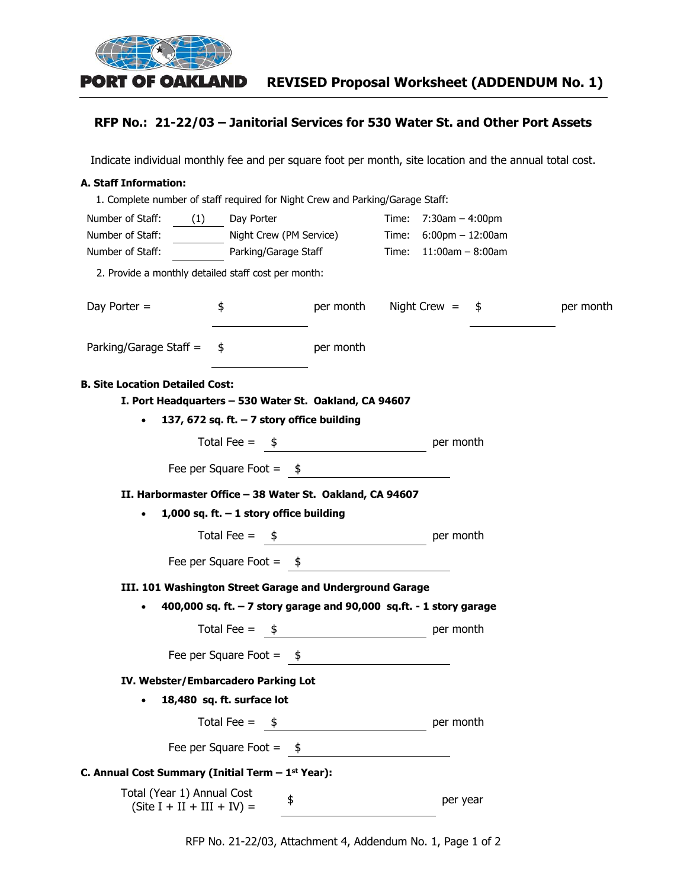# PORT OF OAKLAND REVISED Proposal Worksheet (ADDENDUM No. 1)

## RFP No.: 21-22/03 – Janitorial Services for 530 Water St. and Other Port Assets

Indicate individual monthly fee and per square foot per month, site location and the annual total cost.

**A. Staff Information:**

1. Complete number of staff required for Night Crew and Parking/Garage Staff:

| | | | | |
|---|---|---|---|---|
| Number of Staff: | (1) | Day Porter | Time: | 7:30am – 4:00pm |
| Number of Staff: | ______ | Night Crew (PM Service) | Time: | 6:00pm – 12:00am |
| Number of Staff: | ______ | Parking/Garage Staff | Time: | 11:00am – 8:00am |

2. Provide a monthly detailed staff cost per month:

Day Porter = $ ____________ per month Night Crew = $ ____________ per month

Parking/Garage Staff = $ ____________ per month

**B. Site Location Detailed Cost:**

**I. Port Headquarters – 530 Water St. Oakland, CA 94607**

- **137, 672 sq. ft. – 7 story office building**

Total Fee = $ ____________________ per month

Fee per Square Foot = $ ____________________

**II. Harbormaster Office – 38 Water St. Oakland, CA 94607**

- **1,000 sq. ft. – 1 story office building**

Total Fee = $ ____________________ per month

Fee per Square Foot = $ ____________________

**III. 101 Washington Street Garage and Underground Garage**

- **400,000 sq. ft. – 7 story garage and 90,000 sq.ft. - 1 story garage**

Total Fee = $ ____________________ per month

Fee per Square Foot = $ ____________________

**IV. Webster/Embarcadero Parking Lot**

- **18,480 sq. ft. surface lot**

Total Fee = $ ____________________ per month

Fee per Square Foot = $ ____________________

**C. Annual Cost Summary (Initial Term – 1st Year):**

Total (Year 1) Annual Cost (Site I + II + III + IV) = $ ____________________ per year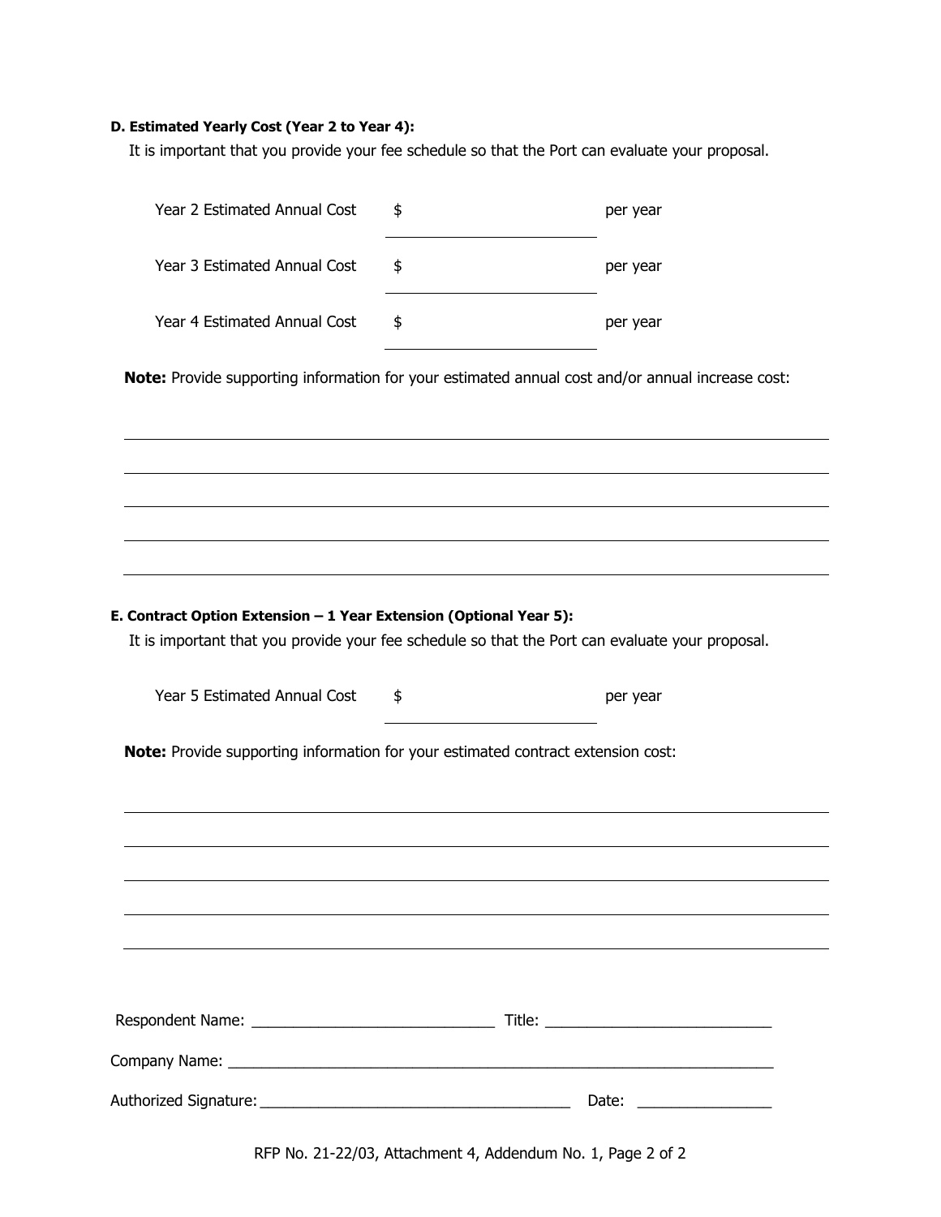**D. Estimated Yearly Cost (Year 2 to Year 4):**

It is important that you provide your fee schedule so that the Port can evaluate your proposal.

| | | |
|---|---|---|
| Year 2 Estimated Annual Cost | $ | per year |
| Year 3 Estimated Annual Cost | $ | per year |
| Year 4 Estimated Annual Cost | $ | per year |

**Note:** Provide supporting information for your estimated annual cost and/or annual increase cost:

\_\_\_\_\_\_\_\_\_\_\_\_\_\_\_\_\_\_\_\_\_\_\_\_\_\_\_\_\_\_\_\_\_\_\_\_\_\_\_\_\_\_\_\_\_\_\_\_\_\_\_\_\_\_\_\_\_\_\_\_\_\_\_\_\_\_\_\_\_\_

\_\_\_\_\_\_\_\_\_\_\_\_\_\_\_\_\_\_\_\_\_\_\_\_\_\_\_\_\_\_\_\_\_\_\_\_\_\_\_\_\_\_\_\_\_\_\_\_\_\_\_\_\_\_\_\_\_\_\_\_\_\_\_\_\_\_\_\_\_\_

\_\_\_\_\_\_\_\_\_\_\_\_\_\_\_\_\_\_\_\_\_\_\_\_\_\_\_\_\_\_\_\_\_\_\_\_\_\_\_\_\_\_\_\_\_\_\_\_\_\_\_\_\_\_\_\_\_\_\_\_\_\_\_\_\_\_\_\_\_\_

\_\_\_\_\_\_\_\_\_\_\_\_\_\_\_\_\_\_\_\_\_\_\_\_\_\_\_\_\_\_\_\_\_\_\_\_\_\_\_\_\_\_\_\_\_\_\_\_\_\_\_\_\_\_\_\_\_\_\_\_\_\_\_\_\_\_\_\_\_\_

\_\_\_\_\_\_\_\_\_\_\_\_\_\_\_\_\_\_\_\_\_\_\_\_\_\_\_\_\_\_\_\_\_\_\_\_\_\_\_\_\_\_\_\_\_\_\_\_\_\_\_\_\_\_\_\_\_\_\_\_\_\_\_\_\_\_\_\_\_\_

**E. Contract Option Extension – 1 Year Extension (Optional Year 5):**

It is important that you provide your fee schedule so that the Port can evaluate your proposal.

| | | |
|---|---|---|
| Year 5 Estimated Annual Cost | $ | per year |

**Note:** Provide supporting information for your estimated contract extension cost:

\_\_\_\_\_\_\_\_\_\_\_\_\_\_\_\_\_\_\_\_\_\_\_\_\_\_\_\_\_\_\_\_\_\_\_\_\_\_\_\_\_\_\_\_\_\_\_\_\_\_\_\_\_\_\_\_\_\_\_\_\_\_\_\_\_\_\_\_\_\_

\_\_\_\_\_\_\_\_\_\_\_\_\_\_\_\_\_\_\_\_\_\_\_\_\_\_\_\_\_\_\_\_\_\_\_\_\_\_\_\_\_\_\_\_\_\_\_\_\_\_\_\_\_\_\_\_\_\_\_\_\_\_\_\_\_\_\_\_\_\_

\_\_\_\_\_\_\_\_\_\_\_\_\_\_\_\_\_\_\_\_\_\_\_\_\_\_\_\_\_\_\_\_\_\_\_\_\_\_\_\_\_\_\_\_\_\_\_\_\_\_\_\_\_\_\_\_\_\_\_\_\_\_\_\_\_\_\_\_\_\_

\_\_\_\_\_\_\_\_\_\_\_\_\_\_\_\_\_\_\_\_\_\_\_\_\_\_\_\_\_\_\_\_\_\_\_\_\_\_\_\_\_\_\_\_\_\_\_\_\_\_\_\_\_\_\_\_\_\_\_\_\_\_\_\_\_\_\_\_\_\_

\_\_\_\_\_\_\_\_\_\_\_\_\_\_\_\_\_\_\_\_\_\_\_\_\_\_\_\_\_\_\_\_\_\_\_\_\_\_\_\_\_\_\_\_\_\_\_\_\_\_\_\_\_\_\_\_\_\_\_\_\_\_\_\_\_\_\_\_\_\_

Respondent Name: \_\_\_\_\_\_\_\_\_\_\_\_\_\_\_\_\_\_\_\_\_\_\_\_\_\_\_\_\_\_ Title: \_\_\_\_\_\_\_\_\_\_\_\_\_\_\_\_\_\_\_\_\_\_\_\_\_\_\_\_

Company Name: \_\_\_\_\_\_\_\_\_\_\_\_\_\_\_\_\_\_\_\_\_\_\_\_\_\_\_\_\_\_\_\_\_\_\_\_\_\_\_\_\_\_\_\_\_\_\_\_\_\_\_\_\_\_\_\_\_\_\_\_\_\_\_\_

Authorized Signature: \_\_\_\_\_\_\_\_\_\_\_\_\_\_\_\_\_\_\_\_\_\_\_\_\_\_\_\_\_\_\_\_\_\_\_\_\_\_ Date: \_\_\_\_\_\_\_\_\_\_\_\_\_\_\_\_\_

RFP No. 21-22/03, Attachment 4, Addendum No. 1